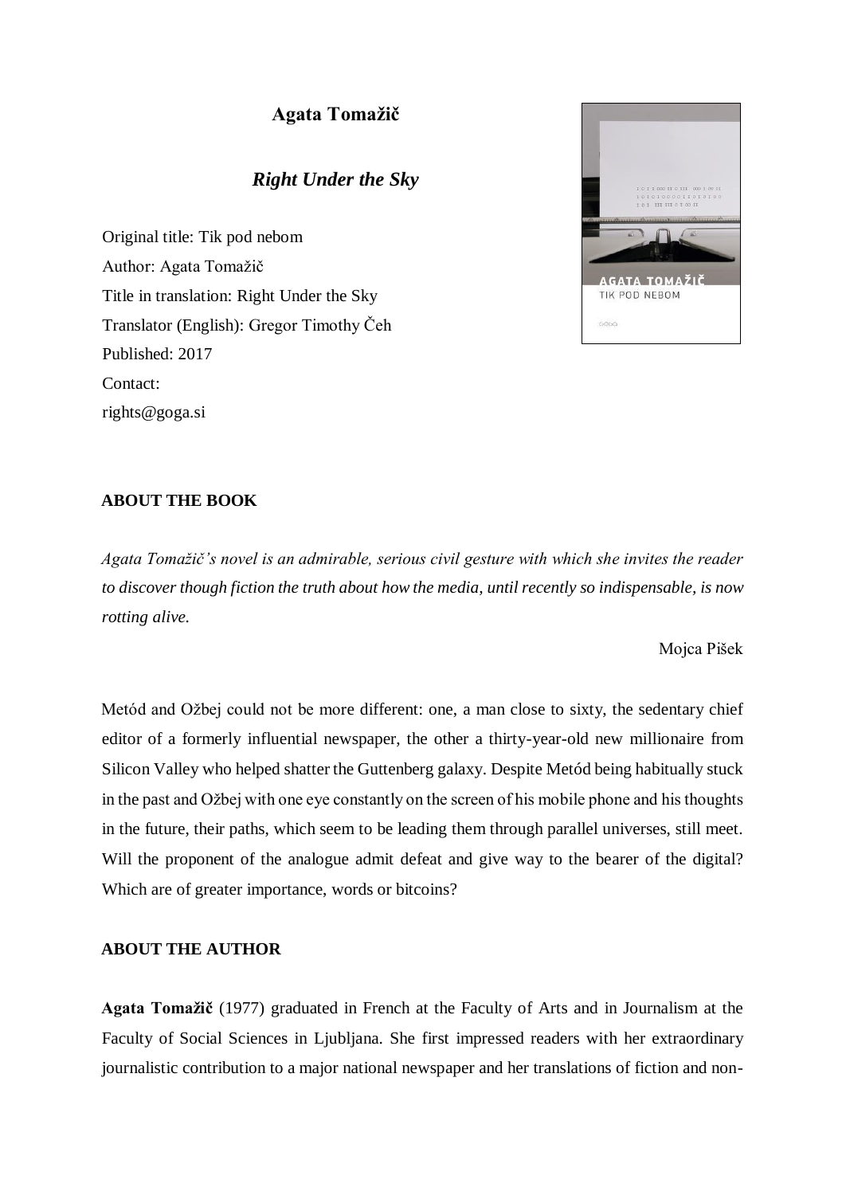# Agata Tomažič

## *Right Under the Sky*

Original title: Tik pod nebom
Author: Agata Tomažič
Title in translation: Right Under the Sky
Translator (English): Gregor Timothy Čeh
Published: 2017
Contact:
rights@goga.si

### ABOUT THE BOOK

*Agata Tomažič's novel is an admirable, serious civil gesture with which she invites the reader to discover though fiction the truth about how the media, until recently so indispensable, is now rotting alive.*

Mojca Pišek

Metód and Ožbej could not be more different: one, a man close to sixty, the sedentary chief editor of a formerly influential newspaper, the other a thirty-year-old new millionaire from Silicon Valley who helped shatter the Guttenberg galaxy. Despite Metód being habitually stuck in the past and Ožbej with one eye constantly on the screen of his mobile phone and his thoughts in the future, their paths, which seem to be leading them through parallel universes, still meet. Will the proponent of the analogue admit defeat and give way to the bearer of the digital? Which are of greater importance, words or bitcoins?

### ABOUT THE AUTHOR

**Agata Tomažič** (1977) graduated in French at the Faculty of Arts and in Journalism at the Faculty of Social Sciences in Ljubljana. She first impressed readers with her extraordinary journalistic contribution to a major national newspaper and her translations of fiction and non-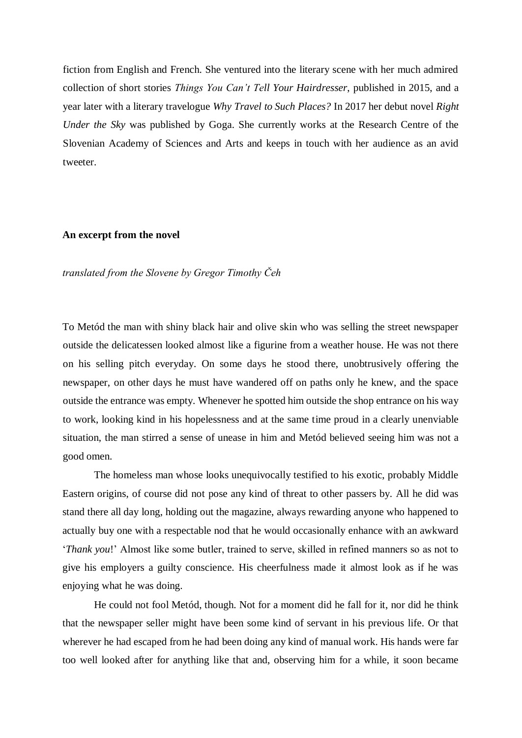fiction from English and French. She ventured into the literary scene with her much admired collection of short stories *Things You Can't Tell Your Hairdresser*, published in 2015, and a year later with a literary travelogue *Why Travel to Such Places?* In 2017 her debut novel *Right Under the Sky* was published by Goga. She currently works at the Research Centre of the Slovenian Academy of Sciences and Arts and keeps in touch with her audience as an avid tweeter.

**An excerpt from the novel**

*translated from the Slovene by Gregor Timothy Čeh*

To Metód the man with shiny black hair and olive skin who was selling the street newspaper outside the delicatessen looked almost like a figurine from a weather house. He was not there on his selling pitch everyday. On some days he stood there, unobtrusively offering the newspaper, on other days he must have wandered off on paths only he knew, and the space outside the entrance was empty. Whenever he spotted him outside the shop entrance on his way to work, looking kind in his hopelessness and at the same time proud in a clearly unenviable situation, the man stirred a sense of unease in him and Metód believed seeing him was not a good omen.

The homeless man whose looks unequivocally testified to his exotic, probably Middle Eastern origins, of course did not pose any kind of threat to other passers by. All he did was stand there all day long, holding out the magazine, always rewarding anyone who happened to actually buy one with a respectable nod that he would occasionally enhance with an awkward '*Thank you*!' Almost like some butler, trained to serve, skilled in refined manners so as not to give his employers a guilty conscience. His cheerfulness made it almost look as if he was enjoying what he was doing.

He could not fool Metód, though. Not for a moment did he fall for it, nor did he think that the newspaper seller might have been some kind of servant in his previous life. Or that wherever he had escaped from he had been doing any kind of manual work. His hands were far too well looked after for anything like that and, observing him for a while, it soon became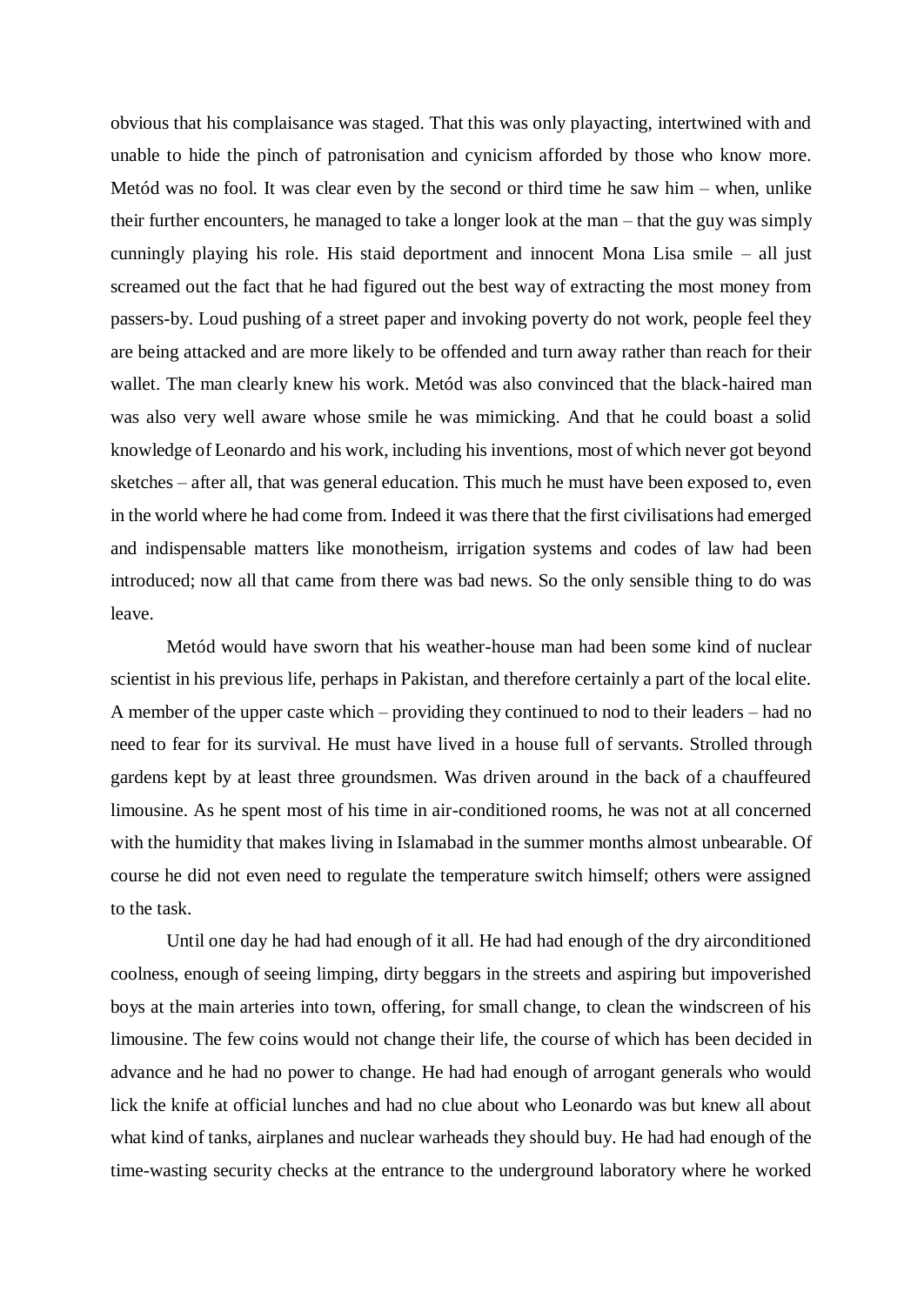obvious that his complaisance was staged. That this was only playacting, intertwined with and unable to hide the pinch of patronisation and cynicism afforded by those who know more. Metód was no fool. It was clear even by the second or third time he saw him – when, unlike their further encounters, he managed to take a longer look at the man – that the guy was simply cunningly playing his role. His staid deportment and innocent Mona Lisa smile – all just screamed out the fact that he had figured out the best way of extracting the most money from passers-by. Loud pushing of a street paper and invoking poverty do not work, people feel they are being attacked and are more likely to be offended and turn away rather than reach for their wallet. The man clearly knew his work. Metód was also convinced that the black-haired man was also very well aware whose smile he was mimicking. And that he could boast a solid knowledge of Leonardo and his work, including his inventions, most of which never got beyond sketches – after all, that was general education. This much he must have been exposed to, even in the world where he had come from. Indeed it was there that the first civilisations had emerged and indispensable matters like monotheism, irrigation systems and codes of law had been introduced; now all that came from there was bad news. So the only sensible thing to do was leave.

Metód would have sworn that his weather-house man had been some kind of nuclear scientist in his previous life, perhaps in Pakistan, and therefore certainly a part of the local elite. A member of the upper caste which – providing they continued to nod to their leaders – had no need to fear for its survival. He must have lived in a house full of servants. Strolled through gardens kept by at least three groundsmen. Was driven around in the back of a chauffeured limousine. As he spent most of his time in air-conditioned rooms, he was not at all concerned with the humidity that makes living in Islamabad in the summer months almost unbearable. Of course he did not even need to regulate the temperature switch himself; others were assigned to the task.

Until one day he had had enough of it all. He had had enough of the dry airconditioned coolness, enough of seeing limping, dirty beggars in the streets and aspiring but impoverished boys at the main arteries into town, offering, for small change, to clean the windscreen of his limousine. The few coins would not change their life, the course of which has been decided in advance and he had no power to change. He had had enough of arrogant generals who would lick the knife at official lunches and had no clue about who Leonardo was but knew all about what kind of tanks, airplanes and nuclear warheads they should buy. He had had enough of the time-wasting security checks at the entrance to the underground laboratory where he worked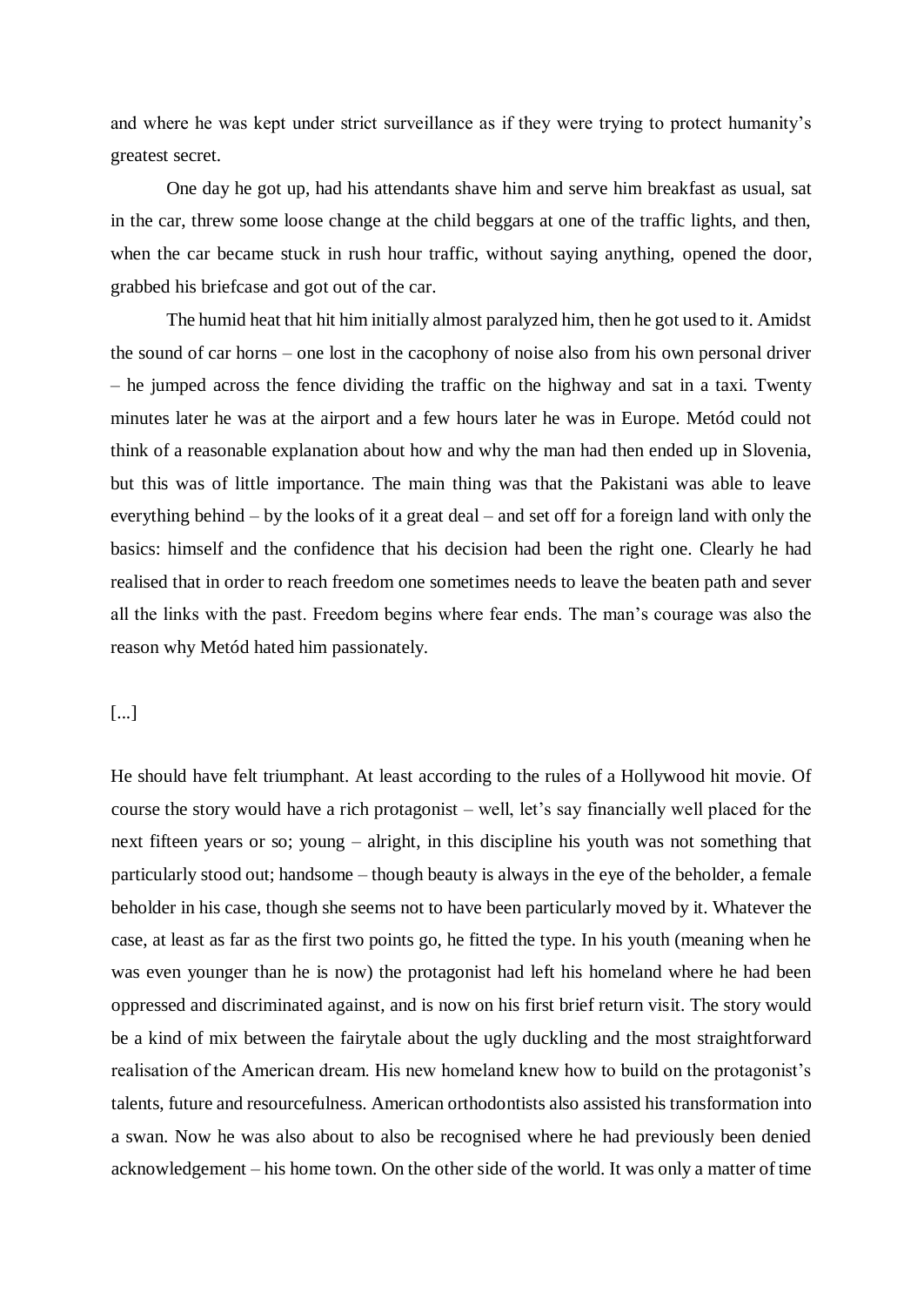and where he was kept under strict surveillance as if they were trying to protect humanity's greatest secret.

One day he got up, had his attendants shave him and serve him breakfast as usual, sat in the car, threw some loose change at the child beggars at one of the traffic lights, and then, when the car became stuck in rush hour traffic, without saying anything, opened the door, grabbed his briefcase and got out of the car.

The humid heat that hit him initially almost paralyzed him, then he got used to it. Amidst the sound of car horns – one lost in the cacophony of noise also from his own personal driver – he jumped across the fence dividing the traffic on the highway and sat in a taxi. Twenty minutes later he was at the airport and a few hours later he was in Europe. Metód could not think of a reasonable explanation about how and why the man had then ended up in Slovenia, but this was of little importance. The main thing was that the Pakistani was able to leave everything behind – by the looks of it a great deal – and set off for a foreign land with only the basics: himself and the confidence that his decision had been the right one. Clearly he had realised that in order to reach freedom one sometimes needs to leave the beaten path and sever all the links with the past. Freedom begins where fear ends. The man's courage was also the reason why Metód hated him passionately.

[...]

He should have felt triumphant. At least according to the rules of a Hollywood hit movie. Of course the story would have a rich protagonist – well, let's say financially well placed for the next fifteen years or so; young – alright, in this discipline his youth was not something that particularly stood out; handsome – though beauty is always in the eye of the beholder, a female beholder in his case, though she seems not to have been particularly moved by it. Whatever the case, at least as far as the first two points go, he fitted the type. In his youth (meaning when he was even younger than he is now) the protagonist had left his homeland where he had been oppressed and discriminated against, and is now on his first brief return visit. The story would be a kind of mix between the fairytale about the ugly duckling and the most straightforward realisation of the American dream. His new homeland knew how to build on the protagonist's talents, future and resourcefulness. American orthodontists also assisted his transformation into a swan. Now he was also about to also be recognised where he had previously been denied acknowledgement – his home town. On the other side of the world. It was only a matter of time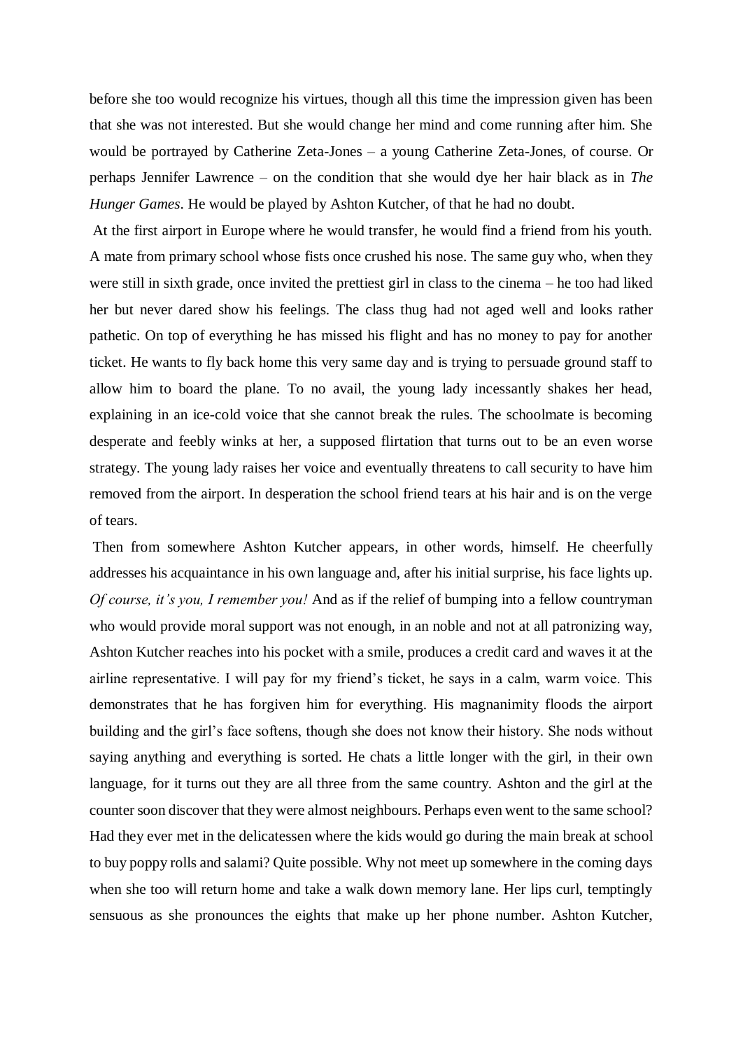before she too would recognize his virtues, though all this time the impression given has been that she was not interested. But she would change her mind and come running after him. She would be portrayed by Catherine Zeta-Jones – a young Catherine Zeta-Jones, of course. Or perhaps Jennifer Lawrence – on the condition that she would dye her hair black as in *The Hunger Games*. He would be played by Ashton Kutcher, of that he had no doubt.

At the first airport in Europe where he would transfer, he would find a friend from his youth. A mate from primary school whose fists once crushed his nose. The same guy who, when they were still in sixth grade, once invited the prettiest girl in class to the cinema – he too had liked her but never dared show his feelings. The class thug had not aged well and looks rather pathetic. On top of everything he has missed his flight and has no money to pay for another ticket. He wants to fly back home this very same day and is trying to persuade ground staff to allow him to board the plane. To no avail, the young lady incessantly shakes her head, explaining in an ice-cold voice that she cannot break the rules. The schoolmate is becoming desperate and feebly winks at her, a supposed flirtation that turns out to be an even worse strategy. The young lady raises her voice and eventually threatens to call security to have him removed from the airport. In desperation the school friend tears at his hair and is on the verge of tears.

Then from somewhere Ashton Kutcher appears, in other words, himself. He cheerfully addresses his acquaintance in his own language and, after his initial surprise, his face lights up. *Of course, it's you, I remember you!* And as if the relief of bumping into a fellow countryman who would provide moral support was not enough, in an noble and not at all patronizing way, Ashton Kutcher reaches into his pocket with a smile, produces a credit card and waves it at the airline representative. I will pay for my friend's ticket, he says in a calm, warm voice. This demonstrates that he has forgiven him for everything. His magnanimity floods the airport building and the girl's face softens, though she does not know their history. She nods without saying anything and everything is sorted. He chats a little longer with the girl, in their own language, for it turns out they are all three from the same country. Ashton and the girl at the counter soon discover that they were almost neighbours. Perhaps even went to the same school? Had they ever met in the delicatessen where the kids would go during the main break at school to buy poppy rolls and salami? Quite possible. Why not meet up somewhere in the coming days when she too will return home and take a walk down memory lane. Her lips curl, temptingly sensuous as she pronounces the eights that make up her phone number. Ashton Kutcher,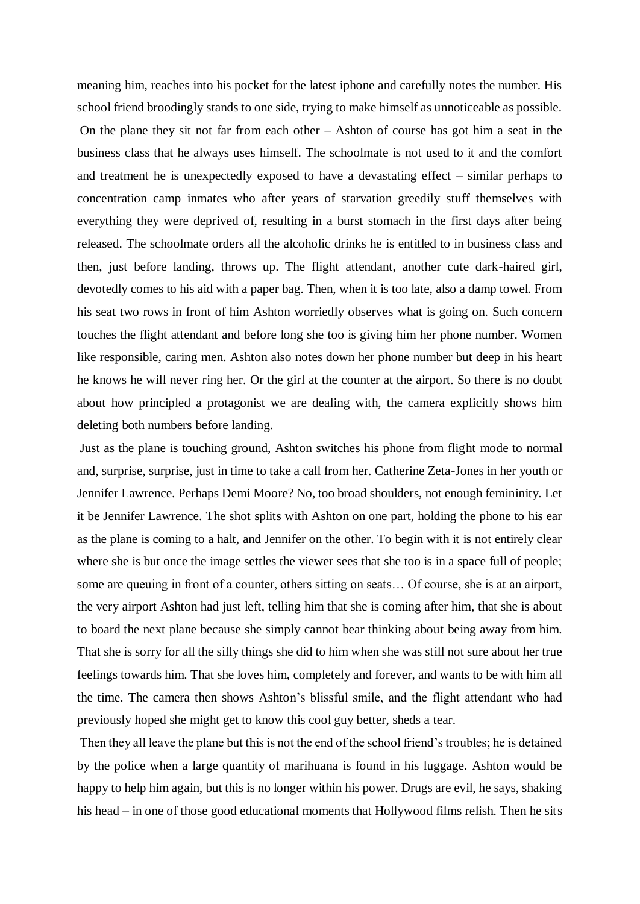meaning him, reaches into his pocket for the latest iphone and carefully notes the number. His school friend broodingly stands to one side, trying to make himself as unnoticeable as possible.

On the plane they sit not far from each other – Ashton of course has got him a seat in the business class that he always uses himself. The schoolmate is not used to it and the comfort and treatment he is unexpectedly exposed to have a devastating effect – similar perhaps to concentration camp inmates who after years of starvation greedily stuff themselves with everything they were deprived of, resulting in a burst stomach in the first days after being released. The schoolmate orders all the alcoholic drinks he is entitled to in business class and then, just before landing, throws up. The flight attendant, another cute dark-haired girl, devotedly comes to his aid with a paper bag. Then, when it is too late, also a damp towel. From his seat two rows in front of him Ashton worriedly observes what is going on. Such concern touches the flight attendant and before long she too is giving him her phone number. Women like responsible, caring men. Ashton also notes down her phone number but deep in his heart he knows he will never ring her. Or the girl at the counter at the airport. So there is no doubt about how principled a protagonist we are dealing with, the camera explicitly shows him deleting both numbers before landing.

Just as the plane is touching ground, Ashton switches his phone from flight mode to normal and, surprise, surprise, just in time to take a call from her. Catherine Zeta-Jones in her youth or Jennifer Lawrence. Perhaps Demi Moore? No, too broad shoulders, not enough femininity. Let it be Jennifer Lawrence. The shot splits with Ashton on one part, holding the phone to his ear as the plane is coming to a halt, and Jennifer on the other. To begin with it is not entirely clear where she is but once the image settles the viewer sees that she too is in a space full of people; some are queuing in front of a counter, others sitting on seats… Of course, she is at an airport, the very airport Ashton had just left, telling him that she is coming after him, that she is about to board the next plane because she simply cannot bear thinking about being away from him. That she is sorry for all the silly things she did to him when she was still not sure about her true feelings towards him. That she loves him, completely and forever, and wants to be with him all the time. The camera then shows Ashton's blissful smile, and the flight attendant who had previously hoped she might get to know this cool guy better, sheds a tear.

Then they all leave the plane but this is not the end of the school friend's troubles; he is detained by the police when a large quantity of marihuana is found in his luggage. Ashton would be happy to help him again, but this is no longer within his power. Drugs are evil, he says, shaking his head – in one of those good educational moments that Hollywood films relish. Then he sits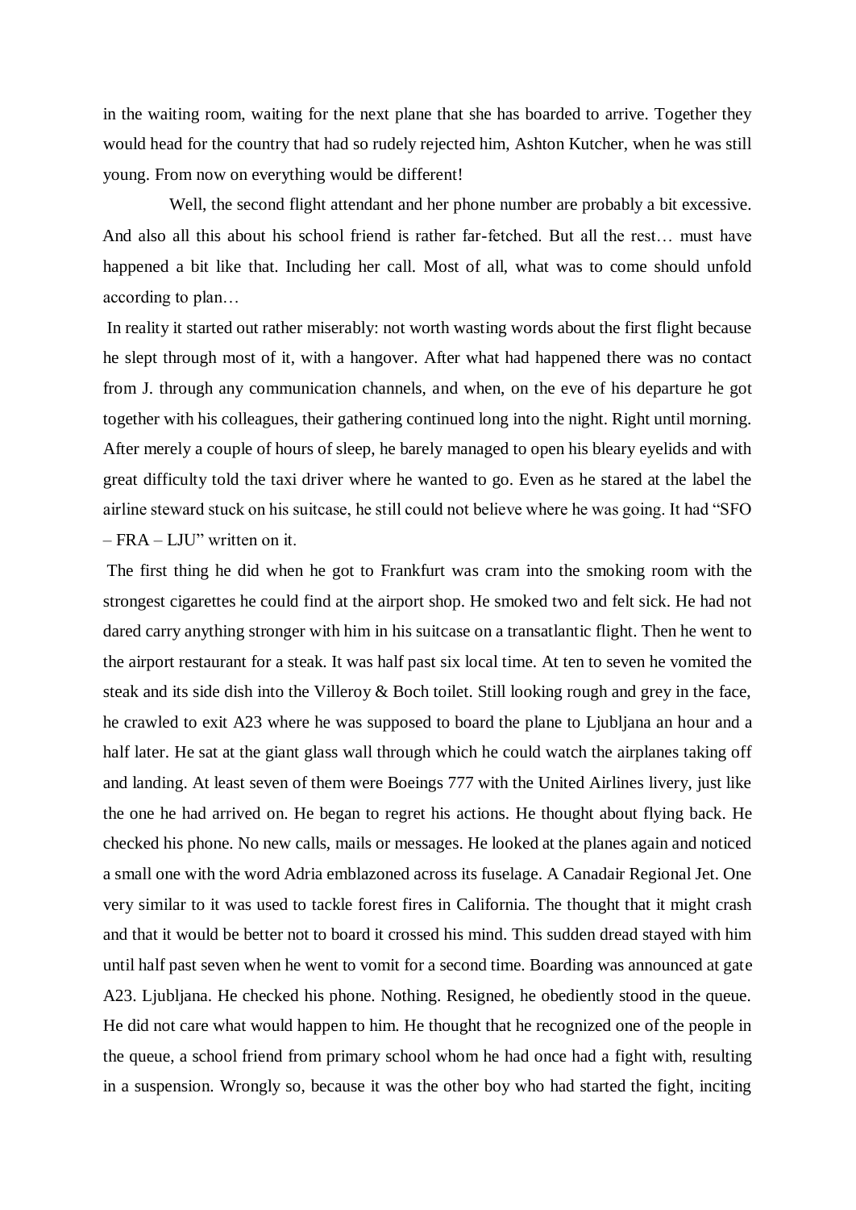in the waiting room, waiting for the next plane that she has boarded to arrive. Together they would head for the country that had so rudely rejected him, Ashton Kutcher, when he was still young. From now on everything would be different!

Well, the second flight attendant and her phone number are probably a bit excessive. And also all this about his school friend is rather far-fetched. But all the rest… must have happened a bit like that. Including her call. Most of all, what was to come should unfold according to plan…

In reality it started out rather miserably: not worth wasting words about the first flight because he slept through most of it, with a hangover. After what had happened there was no contact from J. through any communication channels, and when, on the eve of his departure he got together with his colleagues, their gathering continued long into the night. Right until morning. After merely a couple of hours of sleep, he barely managed to open his bleary eyelids and with great difficulty told the taxi driver where he wanted to go. Even as he stared at the label the airline steward stuck on his suitcase, he still could not believe where he was going. It had "SFO – FRA – LJU" written on it.

The first thing he did when he got to Frankfurt was cram into the smoking room with the strongest cigarettes he could find at the airport shop. He smoked two and felt sick. He had not dared carry anything stronger with him in his suitcase on a transatlantic flight. Then he went to the airport restaurant for a steak. It was half past six local time. At ten to seven he vomited the steak and its side dish into the Villeroy & Boch toilet. Still looking rough and grey in the face, he crawled to exit A23 where he was supposed to board the plane to Ljubljana an hour and a half later. He sat at the giant glass wall through which he could watch the airplanes taking off and landing. At least seven of them were Boeings 777 with the United Airlines livery, just like the one he had arrived on. He began to regret his actions. He thought about flying back. He checked his phone. No new calls, mails or messages. He looked at the planes again and noticed a small one with the word Adria emblazoned across its fuselage. A Canadair Regional Jet. One very similar to it was used to tackle forest fires in California. The thought that it might crash and that it would be better not to board it crossed his mind. This sudden dread stayed with him until half past seven when he went to vomit for a second time. Boarding was announced at gate A23. Ljubljana. He checked his phone. Nothing. Resigned, he obediently stood in the queue. He did not care what would happen to him. He thought that he recognized one of the people in the queue, a school friend from primary school whom he had once had a fight with, resulting in a suspension. Wrongly so, because it was the other boy who had started the fight, inciting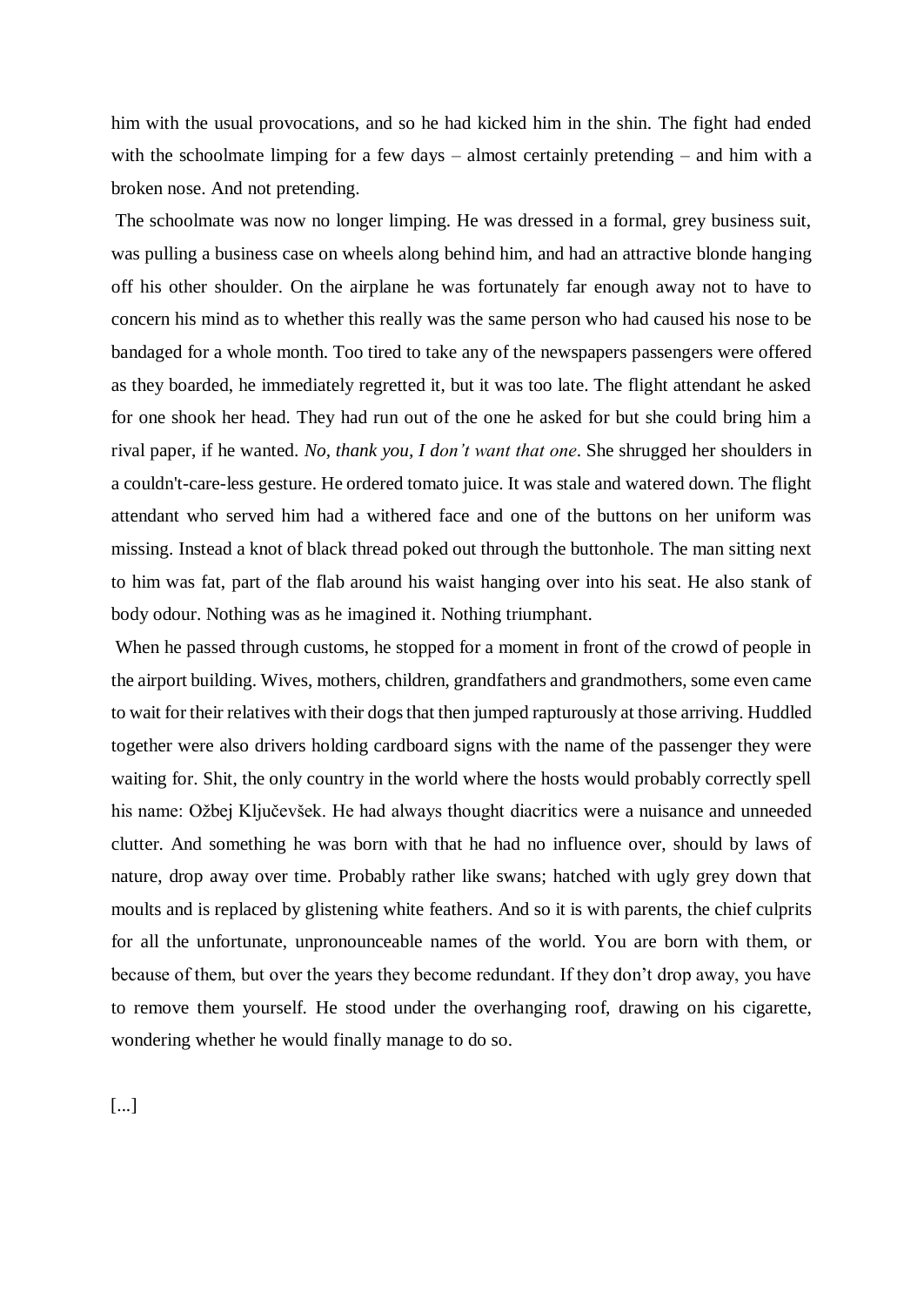him with the usual provocations, and so he had kicked him in the shin. The fight had ended with the schoolmate limping for a few days – almost certainly pretending – and him with a broken nose. And not pretending.

The schoolmate was now no longer limping. He was dressed in a formal, grey business suit, was pulling a business case on wheels along behind him, and had an attractive blonde hanging off his other shoulder. On the airplane he was fortunately far enough away not to have to concern his mind as to whether this really was the same person who had caused his nose to be bandaged for a whole month. Too tired to take any of the newspapers passengers were offered as they boarded, he immediately regretted it, but it was too late. The flight attendant he asked for one shook her head. They had run out of the one he asked for but she could bring him a rival paper, if he wanted. *No, thank you, I don't want that one*. She shrugged her shoulders in a couldn't-care-less gesture. He ordered tomato juice. It was stale and watered down. The flight attendant who served him had a withered face and one of the buttons on her uniform was missing. Instead a knot of black thread poked out through the buttonhole. The man sitting next to him was fat, part of the flab around his waist hanging over into his seat. He also stank of body odour. Nothing was as he imagined it. Nothing triumphant.

When he passed through customs, he stopped for a moment in front of the crowd of people in the airport building. Wives, mothers, children, grandfathers and grandmothers, some even came to wait for their relatives with their dogs that then jumped rapturously at those arriving. Huddled together were also drivers holding cardboard signs with the name of the passenger they were waiting for. Shit, the only country in the world where the hosts would probably correctly spell his name: Ožbej Ključevšek. He had always thought diacritics were a nuisance and unneeded clutter. And something he was born with that he had no influence over, should by laws of nature, drop away over time. Probably rather like swans; hatched with ugly grey down that moults and is replaced by glistening white feathers. And so it is with parents, the chief culprits for all the unfortunate, unpronounceable names of the world. You are born with them, or because of them, but over the years they become redundant. If they don't drop away, you have to remove them yourself. He stood under the overhanging roof, drawing on his cigarette, wondering whether he would finally manage to do so.

[...]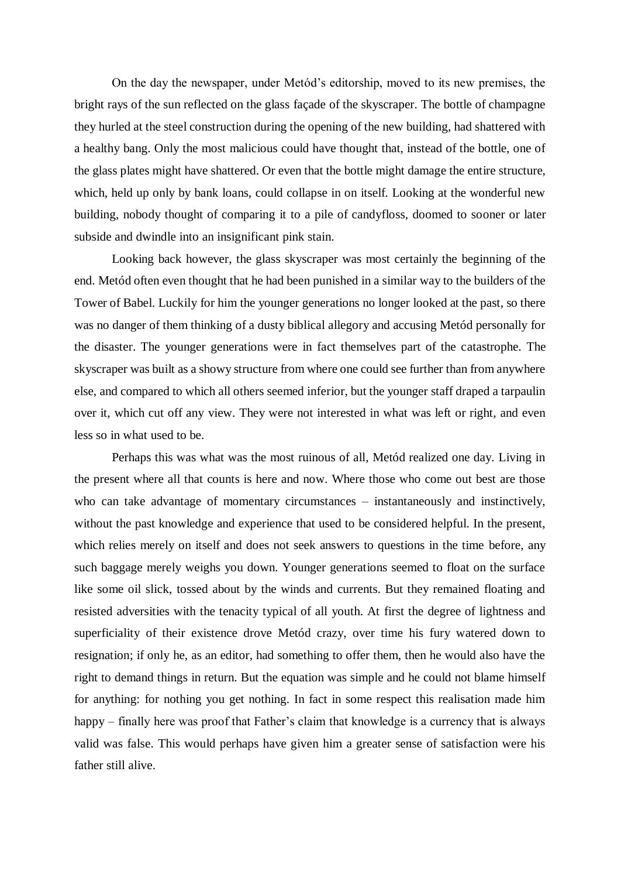On the day the newspaper, under Metód's editorship, moved to its new premises, the bright rays of the sun reflected on the glass façade of the skyscraper. The bottle of champagne they hurled at the steel construction during the opening of the new building, had shattered with a healthy bang. Only the most malicious could have thought that, instead of the bottle, one of the glass plates might have shattered. Or even that the bottle might damage the entire structure, which, held up only by bank loans, could collapse in on itself. Looking at the wonderful new building, nobody thought of comparing it to a pile of candyfloss, doomed to sooner or later subside and dwindle into an insignificant pink stain.

Looking back however, the glass skyscraper was most certainly the beginning of the end. Metód often even thought that he had been punished in a similar way to the builders of the Tower of Babel. Luckily for him the younger generations no longer looked at the past, so there was no danger of them thinking of a dusty biblical allegory and accusing Metód personally for the disaster. The younger generations were in fact themselves part of the catastrophe. The skyscraper was built as a showy structure from where one could see further than from anywhere else, and compared to which all others seemed inferior, but the younger staff draped a tarpaulin over it, which cut off any view. They were not interested in what was left or right, and even less so in what used to be.

Perhaps this was what was the most ruinous of all, Metód realized one day. Living in the present where all that counts is here and now. Where those who come out best are those who can take advantage of momentary circumstances – instantaneously and instinctively, without the past knowledge and experience that used to be considered helpful. In the present, which relies merely on itself and does not seek answers to questions in the time before, any such baggage merely weighs you down. Younger generations seemed to float on the surface like some oil slick, tossed about by the winds and currents. But they remained floating and resisted adversities with the tenacity typical of all youth. At first the degree of lightness and superficiality of their existence drove Metód crazy, over time his fury watered down to resignation; if only he, as an editor, had something to offer them, then he would also have the right to demand things in return. But the equation was simple and he could not blame himself for anything: for nothing you get nothing. In fact in some respect this realisation made him happy – finally here was proof that Father's claim that knowledge is a currency that is always valid was false. This would perhaps have given him a greater sense of satisfaction were his father still alive.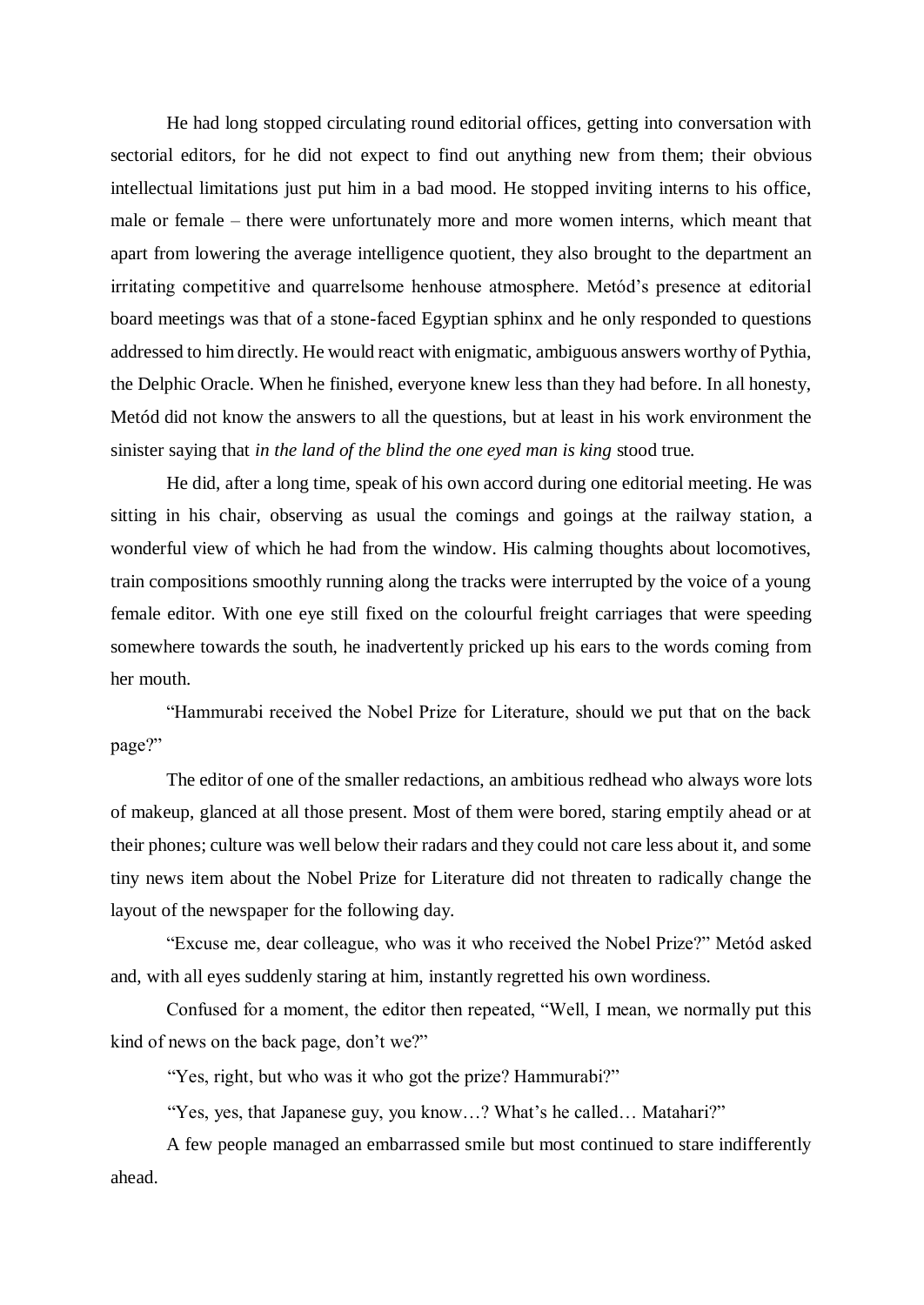He had long stopped circulating round editorial offices, getting into conversation with sectorial editors, for he did not expect to find out anything new from them; their obvious intellectual limitations just put him in a bad mood. He stopped inviting interns to his office, male or female – there were unfortunately more and more women interns, which meant that apart from lowering the average intelligence quotient, they also brought to the department an irritating competitive and quarrelsome henhouse atmosphere. Metód's presence at editorial board meetings was that of a stone-faced Egyptian sphinx and he only responded to questions addressed to him directly. He would react with enigmatic, ambiguous answers worthy of Pythia, the Delphic Oracle. When he finished, everyone knew less than they had before. In all honesty, Metód did not know the answers to all the questions, but at least in his work environment the sinister saying that *in the land of the blind the one eyed man is king* stood true.

He did, after a long time, speak of his own accord during one editorial meeting. He was sitting in his chair, observing as usual the comings and goings at the railway station, a wonderful view of which he had from the window. His calming thoughts about locomotives, train compositions smoothly running along the tracks were interrupted by the voice of a young female editor. With one eye still fixed on the colourful freight carriages that were speeding somewhere towards the south, he inadvertently pricked up his ears to the words coming from her mouth.

"Hammurabi received the Nobel Prize for Literature, should we put that on the back page?"

The editor of one of the smaller redactions, an ambitious redhead who always wore lots of makeup, glanced at all those present. Most of them were bored, staring emptily ahead or at their phones; culture was well below their radars and they could not care less about it, and some tiny news item about the Nobel Prize for Literature did not threaten to radically change the layout of the newspaper for the following day.

"Excuse me, dear colleague, who was it who received the Nobel Prize?" Metód asked and, with all eyes suddenly staring at him, instantly regretted his own wordiness.

Confused for a moment, the editor then repeated, "Well, I mean, we normally put this kind of news on the back page, don't we?"

"Yes, right, but who was it who got the prize? Hammurabi?"

"Yes, yes, that Japanese guy, you know…? What's he called… Matahari?"

A few people managed an embarrassed smile but most continued to stare indifferently ahead.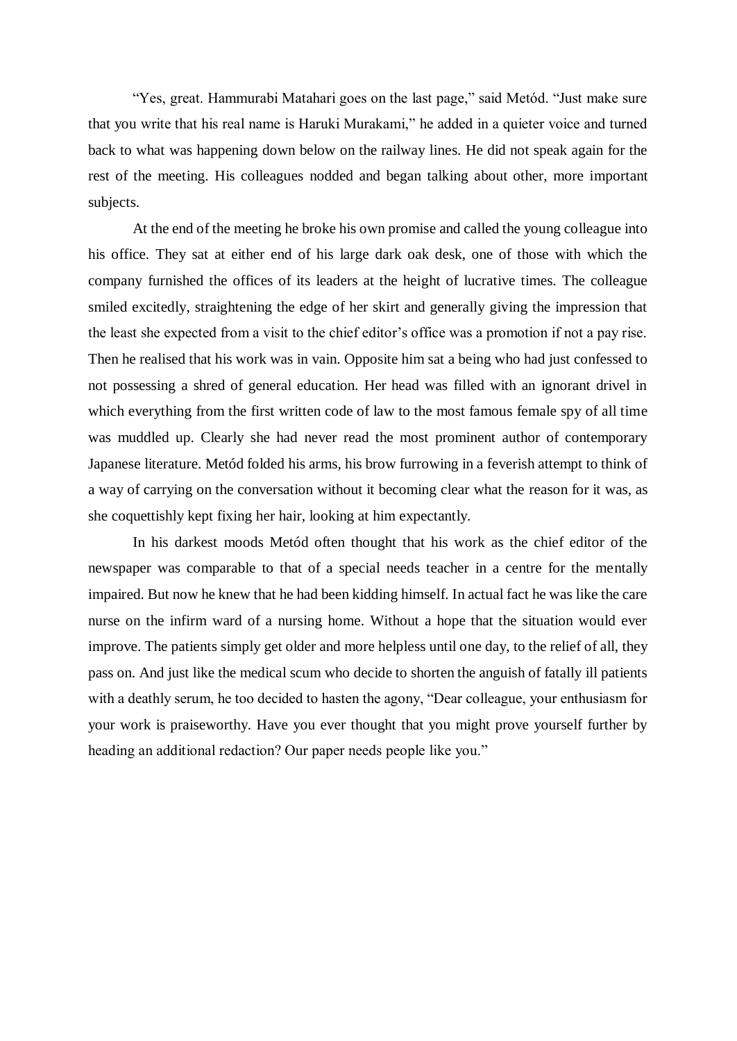"Yes, great. Hammurabi Matahari goes on the last page," said Metód. "Just make sure that you write that his real name is Haruki Murakami," he added in a quieter voice and turned back to what was happening down below on the railway lines. He did not speak again for the rest of the meeting. His colleagues nodded and began talking about other, more important subjects.

At the end of the meeting he broke his own promise and called the young colleague into his office. They sat at either end of his large dark oak desk, one of those with which the company furnished the offices of its leaders at the height of lucrative times. The colleague smiled excitedly, straightening the edge of her skirt and generally giving the impression that the least she expected from a visit to the chief editor's office was a promotion if not a pay rise. Then he realised that his work was in vain. Opposite him sat a being who had just confessed to not possessing a shred of general education. Her head was filled with an ignorant drivel in which everything from the first written code of law to the most famous female spy of all time was muddled up. Clearly she had never read the most prominent author of contemporary Japanese literature. Metód folded his arms, his brow furrowing in a feverish attempt to think of a way of carrying on the conversation without it becoming clear what the reason for it was, as she coquettishly kept fixing her hair, looking at him expectantly.

In his darkest moods Metód often thought that his work as the chief editor of the newspaper was comparable to that of a special needs teacher in a centre for the mentally impaired. But now he knew that he had been kidding himself. In actual fact he was like the care nurse on the infirm ward of a nursing home. Without a hope that the situation would ever improve. The patients simply get older and more helpless until one day, to the relief of all, they pass on. And just like the medical scum who decide to shorten the anguish of fatally ill patients with a deathly serum, he too decided to hasten the agony, "Dear colleague, your enthusiasm for your work is praiseworthy. Have you ever thought that you might prove yourself further by heading an additional redaction? Our paper needs people like you."